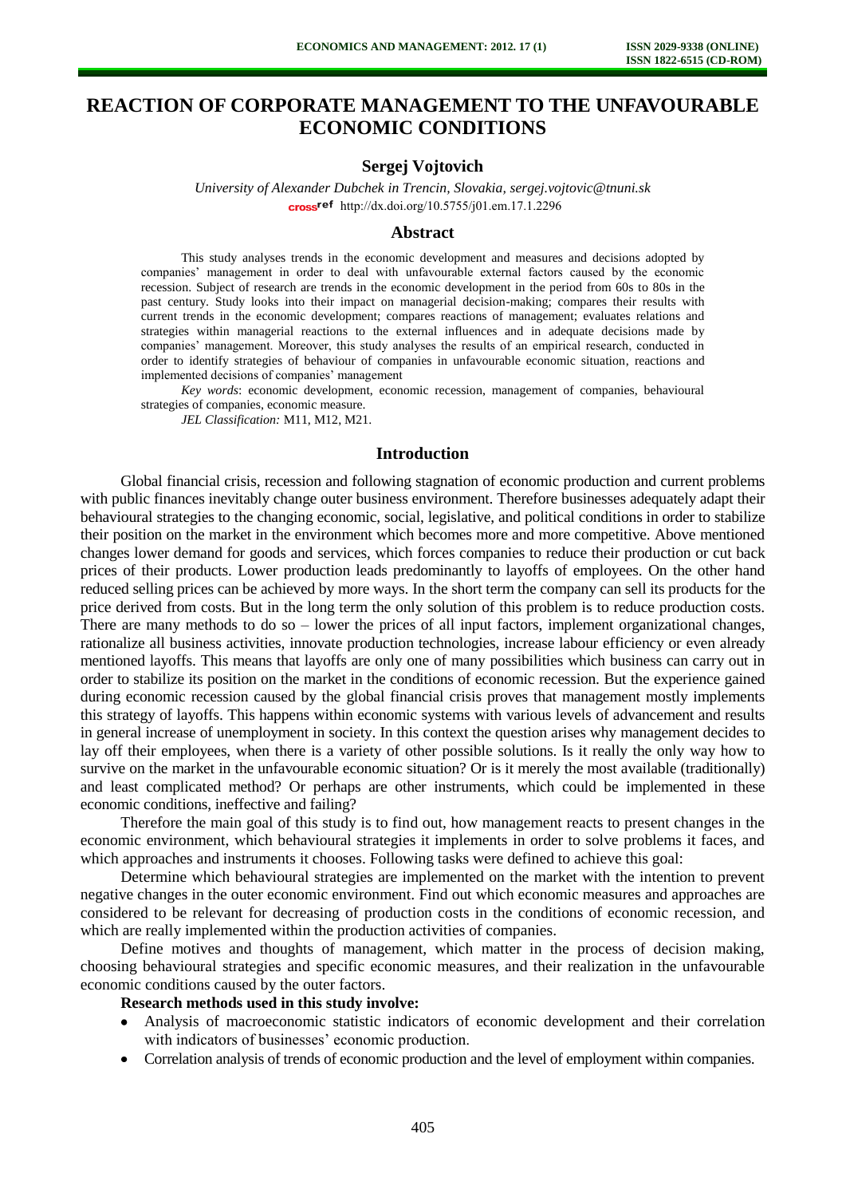# REACTION OF CORPORATE MANAGEMENT TO THE UNFAVOURABLE ECONOMIC CONDITIONS

**Sergej Vojtovich**

*University of Alexander Dubchek in Trencin, Slovakia, sergej.vojtovic@tnuni.sk*

http://dx.doi.org/10.5755/j01.em.17.1.2296

## Abstract

This study analyses trends in the economic development and measures and decisions adopted by companies' management in order to deal with unfavourable external factors caused by the economic recession. Subject of research are trends in the economic development in the period from 60s to 80s in the past century. Study looks into their impact on managerial decision-making; compares their results with current trends in the economic development; compares reactions of management; evaluates relations and strategies within managerial reactions to the external influences and in adequate decisions made by companies' management. Moreover, this study analyses the results of an empirical research, conducted in order to identify strategies of behaviour of companies in unfavourable economic situation, reactions and implemented decisions of companies' management

*Key words*: economic development, economic recession, management of companies, behavioural strategies of companies, economic measure.

*JEL Classification:* M11, M12, M21.

## Introduction

Global financial crisis, recession and following stagnation of economic production and current problems with public finances inevitably change outer business environment. Therefore businesses adequately adapt their behavioural strategies to the changing economic, social, legislative, and political conditions in order to stabilize their position on the market in the environment which becomes more and more competitive. Above mentioned changes lower demand for goods and services, which forces companies to reduce their production or cut back prices of their products. Lower production leads predominantly to layoffs of employees. On the other hand reduced selling prices can be achieved by more ways. In the short term the company can sell its products for the price derived from costs. But in the long term the only solution of this problem is to reduce production costs. There are many methods to do so – lower the prices of all input factors, implement organizational changes, rationalize all business activities, innovate production technologies, increase labour efficiency or even already mentioned layoffs. This means that layoffs are only one of many possibilities which business can carry out in order to stabilize its position on the market in the conditions of economic recession. But the experience gained during economic recession caused by the global financial crisis proves that management mostly implements this strategy of layoffs. This happens within economic systems with various levels of advancement and results in general increase of unemployment in society. In this context the question arises why management decides to lay off their employees, when there is a variety of other possible solutions. Is it really the only way how to survive on the market in the unfavourable economic situation? Or is it merely the most available (traditionally) and least complicated method? Or perhaps are other instruments, which could be implemented in these economic conditions, ineffective and failing?

Therefore the main goal of this study is to find out, how management reacts to present changes in the economic environment, which behavioural strategies it implements in order to solve problems it faces, and which approaches and instruments it chooses. Following tasks were defined to achieve this goal:

Determine which behavioural strategies are implemented on the market with the intention to prevent negative changes in the outer economic environment. Find out which economic measures and approaches are considered to be relevant for decreasing of production costs in the conditions of economic recession, and which are really implemented within the production activities of companies.

Define motives and thoughts of management, which matter in the process of decision making, choosing behavioural strategies and specific economic measures, and their realization in the unfavourable economic conditions caused by the outer factors.

**Research methods used in this study involve:**

- Analysis of macroeconomic statistic indicators of economic development and their correlation with indicators of businesses' economic production.
- Correlation analysis of trends of economic production and the level of employment within companies.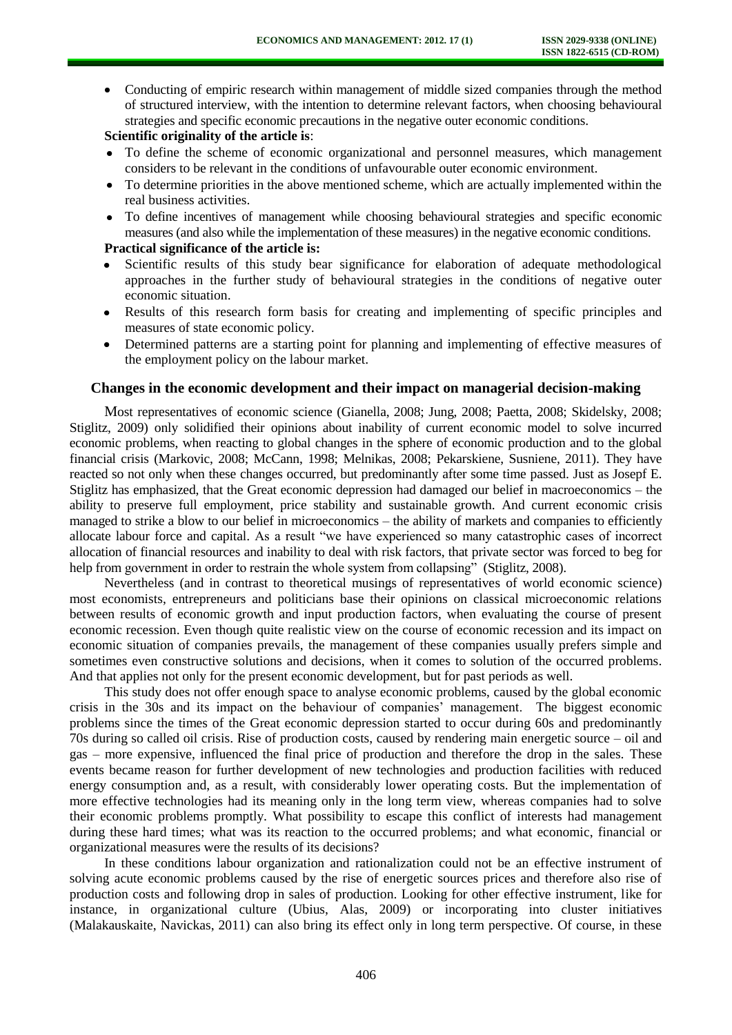- Conducting of empiric research within management of middle sized companies through the method of structured interview, with the intention to determine relevant factors, when choosing behavioural strategies and specific economic precautions in the negative outer economic conditions.

**Scientific originality of the article is**:

- To define the scheme of economic organizational and personnel measures, which management considers to be relevant in the conditions of unfavourable outer economic environment.
- To determine priorities in the above mentioned scheme, which are actually implemented within the real business activities.
- To define incentives of management while choosing behavioural strategies and specific economic measures (and also while the implementation of these measures) in the negative economic conditions.

**Practical significance of the article is:**

- Scientific results of this study bear significance for elaboration of adequate methodological approaches in the further study of behavioural strategies in the conditions of negative outer economic situation.
- Results of this research form basis for creating and implementing of specific principles and measures of state economic policy.
- Determined patterns are a starting point for planning and implementing of effective measures of the employment policy on the labour market.

## Changes in the economic development and their impact on managerial decision-making

Most representatives of economic science (Gianella, 2008; Jung, 2008; Paetta, 2008; Skidelsky, 2008; Stiglitz, 2009) only solidified their opinions about inability of current economic model to solve incurred economic problems, when reacting to global changes in the sphere of economic production and to the global financial crisis (Markovic, 2008; McCann, 1998; Melnikas, 2008; Pekarskiene, Susniene, 2011). They have reacted so not only when these changes occurred, but predominantly after some time passed. Just as Josepf E. Stiglitz has emphasized, that the Great economic depression had damaged our belief in macroeconomics – the ability to preserve full employment, price stability and sustainable growth. And current economic crisis managed to strike a blow to our belief in microeconomics – the ability of markets and companies to efficiently allocate labour force and capital. As a result "we have experienced so many catastrophic cases of incorrect allocation of financial resources and inability to deal with risk factors, that private sector was forced to beg for help from government in order to restrain the whole system from collapsing" (Stiglitz, 2008).

Nevertheless (and in contrast to theoretical musings of representatives of world economic science) most economists, entrepreneurs and politicians base their opinions on classical microeconomic relations between results of economic growth and input production factors, when evaluating the course of present economic recession. Even though quite realistic view on the course of economic recession and its impact on economic situation of companies prevails, the management of these companies usually prefers simple and sometimes even constructive solutions and decisions, when it comes to solution of the occurred problems. And that applies not only for the present economic development, but for past periods as well.

This study does not offer enough space to analyse economic problems, caused by the global economic crisis in the 30s and its impact on the behaviour of companies' management. The biggest economic problems since the times of the Great economic depression started to occur during 60s and predominantly 70s during so called oil crisis. Rise of production costs, caused by rendering main energetic source – oil and gas – more expensive, influenced the final price of production and therefore the drop in the sales. These events became reason for further development of new technologies and production facilities with reduced energy consumption and, as a result, with considerably lower operating costs. But the implementation of more effective technologies had its meaning only in the long term view, whereas companies had to solve their economic problems promptly. What possibility to escape this conflict of interests had management during these hard times; what was its reaction to the occurred problems; and what economic, financial or organizational measures were the results of its decisions?

In these conditions labour organization and rationalization could not be an effective instrument of solving acute economic problems caused by the rise of energetic sources prices and therefore also rise of production costs and following drop in sales of production. Looking for other effective instrument, like for instance, in organizational culture (Ubius, Alas, 2009) or incorporating into cluster initiatives (Malakauskaite, Navickas, 2011) can also bring its effect only in long term perspective. Of course, in these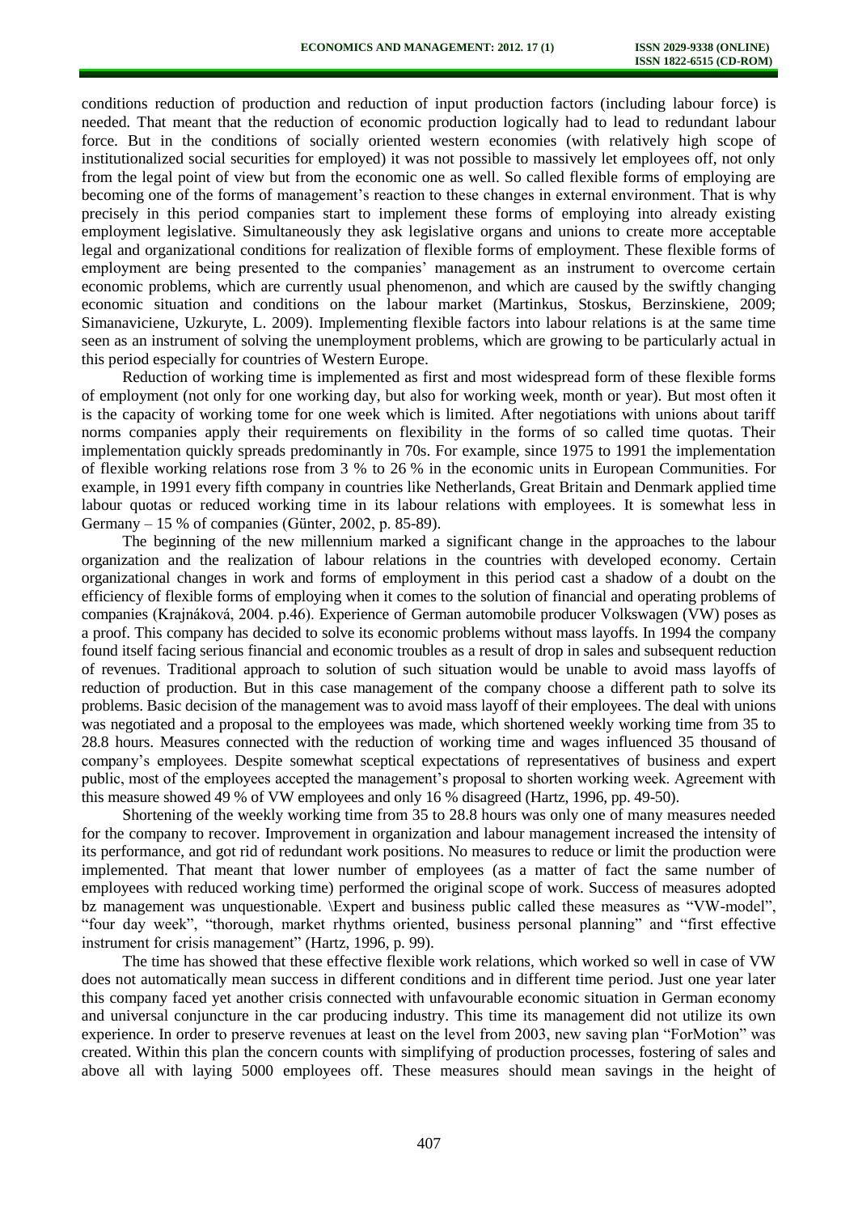conditions reduction of production and reduction of input production factors (including labour force) is needed. That meant that the reduction of economic production logically had to lead to redundant labour force. But in the conditions of socially oriented western economies (with relatively high scope of institutionalized social securities for employed) it was not possible to massively let employees off, not only from the legal point of view but from the economic one as well. So called flexible forms of employing are becoming one of the forms of management's reaction to these changes in external environment. That is why precisely in this period companies start to implement these forms of employing into already existing employment legislative. Simultaneously they ask legislative organs and unions to create more acceptable legal and organizational conditions for realization of flexible forms of employment. These flexible forms of employment are being presented to the companies' management as an instrument to overcome certain economic problems, which are currently usual phenomenon, and which are caused by the swiftly changing economic situation and conditions on the labour market (Martinkus, Stoskus, Berzinskiene, 2009; Simanaviciene, Uzkuryte, L. 2009). Implementing flexible factors into labour relations is at the same time seen as an instrument of solving the unemployment problems, which are growing to be particularly actual in this period especially for countries of Western Europe.

Reduction of working time is implemented as first and most widespread form of these flexible forms of employment (not only for one working day, but also for working week, month or year). But most often it is the capacity of working tome for one week which is limited. After negotiations with unions about tariff norms companies apply their requirements on flexibility in the forms of so called time quotas. Their implementation quickly spreads predominantly in 70s. For example, since 1975 to 1991 the implementation of flexible working relations rose from 3 % to 26 % in the economic units in European Communities. For example, in 1991 every fifth company in countries like Netherlands, Great Britain and Denmark applied time labour quotas or reduced working time in its labour relations with employees. It is somewhat less in Germany – 15 % of companies (Günter, 2002, p. 85-89).

The beginning of the new millennium marked a significant change in the approaches to the labour organization and the realization of labour relations in the countries with developed economy. Certain organizational changes in work and forms of employment in this period cast a shadow of a doubt on the efficiency of flexible forms of employing when it comes to the solution of financial and operating problems of companies (Krajnáková, 2004. p.46). Experience of German automobile producer Volkswagen (VW) poses as a proof. This company has decided to solve its economic problems without mass layoffs. In 1994 the company found itself facing serious financial and economic troubles as a result of drop in sales and subsequent reduction of revenues. Traditional approach to solution of such situation would be unable to avoid mass layoffs of reduction of production. But in this case management of the company choose a different path to solve its problems. Basic decision of the management was to avoid mass layoff of their employees. The deal with unions was negotiated and a proposal to the employees was made, which shortened weekly working time from 35 to 28.8 hours. Measures connected with the reduction of working time and wages influenced 35 thousand of company's employees. Despite somewhat sceptical expectations of representatives of business and expert public, most of the employees accepted the management's proposal to shorten working week. Agreement with this measure showed 49 % of VW employees and only 16 % disagreed (Hartz, 1996, pp. 49-50).

Shortening of the weekly working time from 35 to 28.8 hours was only one of many measures needed for the company to recover. Improvement in organization and labour management increased the intensity of its performance, and got rid of redundant work positions. No measures to reduce or limit the production were implemented. That meant that lower number of employees (as a matter of fact the same number of employees with reduced working time) performed the original scope of work. Success of measures adopted bz management was unquestionable. \Expert and business public called these measures as "VW-model", "four day week", "thorough, market rhythms oriented, business personal planning" and "first effective instrument for crisis management" (Hartz, 1996, p. 99).

The time has showed that these effective flexible work relations, which worked so well in case of VW does not automatically mean success in different conditions and in different time period. Just one year later this company faced yet another crisis connected with unfavourable economic situation in German economy and universal conjuncture in the car producing industry. This time its management did not utilize its own experience. In order to preserve revenues at least on the level from 2003, new saving plan "ForMotion" was created. Within this plan the concern counts with simplifying of production processes, fostering of sales and above all with laying 5000 employees off. These measures should mean savings in the height of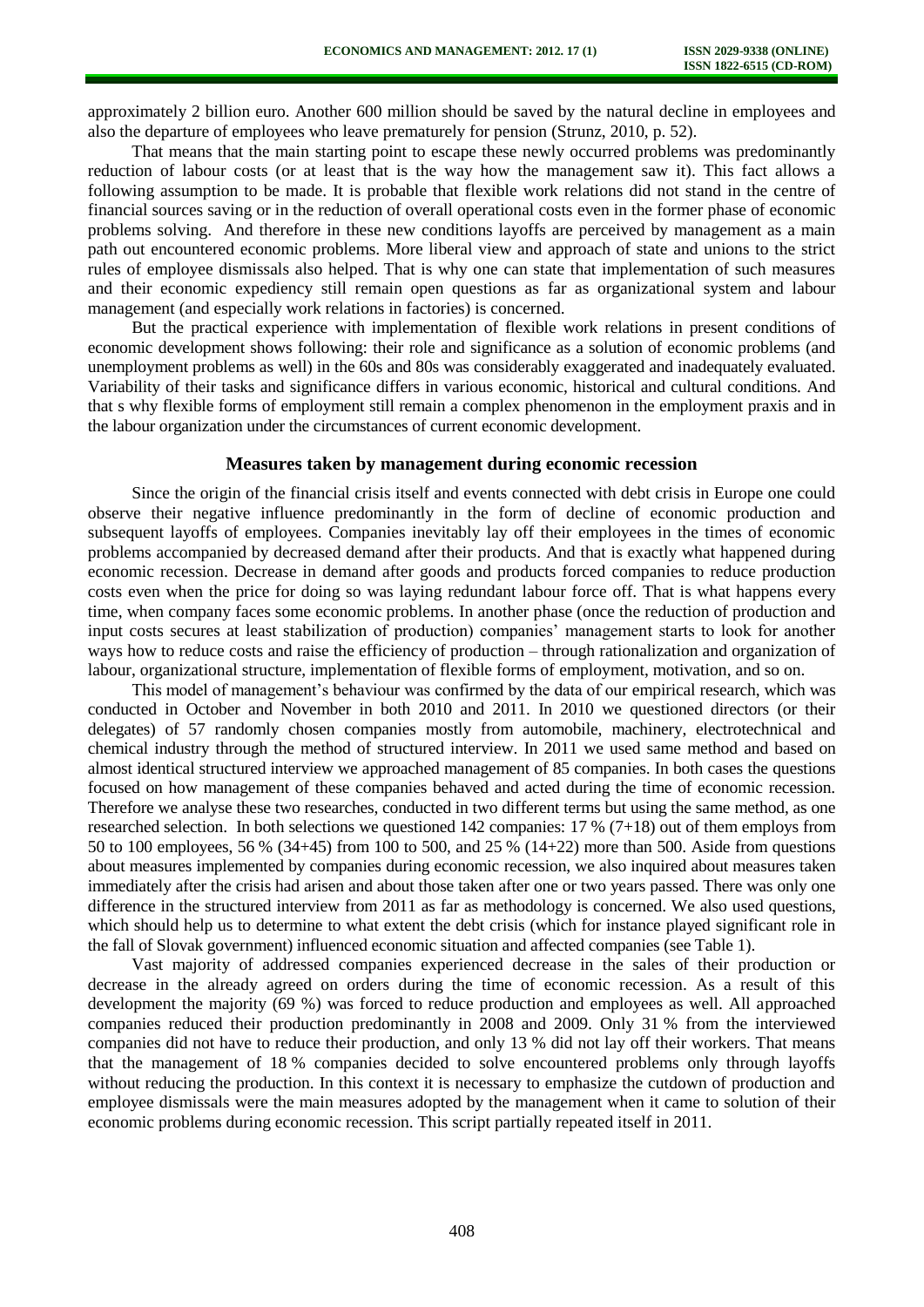approximately 2 billion euro. Another 600 million should be saved by the natural decline in employees and also the departure of employees who leave prematurely for pension (Strunz, 2010, p. 52).

That means that the main starting point to escape these newly occurred problems was predominantly reduction of labour costs (or at least that is the way how the management saw it). This fact allows a following assumption to be made. It is probable that flexible work relations did not stand in the centre of financial sources saving or in the reduction of overall operational costs even in the former phase of economic problems solving. And therefore in these new conditions layoffs are perceived by management as a main path out encountered economic problems. More liberal view and approach of state and unions to the strict rules of employee dismissals also helped. That is why one can state that implementation of such measures and their economic expediency still remain open questions as far as organizational system and labour management (and especially work relations in factories) is concerned.

But the practical experience with implementation of flexible work relations in present conditions of economic development shows following: their role and significance as a solution of economic problems (and unemployment problems as well) in the 60s and 80s was considerably exaggerated and inadequately evaluated. Variability of their tasks and significance differs in various economic, historical and cultural conditions. And that s why flexible forms of employment still remain a complex phenomenon in the employment praxis and in the labour organization under the circumstances of current economic development.

## Measures taken by management during economic recession

Since the origin of the financial crisis itself and events connected with debt crisis in Europe one could observe their negative influence predominantly in the form of decline of economic production and subsequent layoffs of employees. Companies inevitably lay off their employees in the times of economic problems accompanied by decreased demand after their products. And that is exactly what happened during economic recession. Decrease in demand after goods and products forced companies to reduce production costs even when the price for doing so was laying redundant labour force off. That is what happens every time, when company faces some economic problems. In another phase (once the reduction of production and input costs secures at least stabilization of production) companies' management starts to look for another ways how to reduce costs and raise the efficiency of production – through rationalization and organization of labour, organizational structure, implementation of flexible forms of employment, motivation, and so on.

This model of management's behaviour was confirmed by the data of our empirical research, which was conducted in October and November in both 2010 and 2011. In 2010 we questioned directors (or their delegates) of 57 randomly chosen companies mostly from automobile, machinery, electrotechnical and chemical industry through the method of structured interview. In 2011 we used same method and based on almost identical structured interview we approached management of 85 companies. In both cases the questions focused on how management of these companies behaved and acted during the time of economic recession. Therefore we analyse these two researches, conducted in two different terms but using the same method, as one researched selection. In both selections we questioned 142 companies: 17 % (7+18) out of them employs from 50 to 100 employees, 56 % (34+45) from 100 to 500, and 25 % (14+22) more than 500. Aside from questions about measures implemented by companies during economic recession, we also inquired about measures taken immediately after the crisis had arisen and about those taken after one or two years passed. There was only one difference in the structured interview from 2011 as far as methodology is concerned. We also used questions, which should help us to determine to what extent the debt crisis (which for instance played significant role in the fall of Slovak government) influenced economic situation and affected companies (see Table 1).

Vast majority of addressed companies experienced decrease in the sales of their production or decrease in the already agreed on orders during the time of economic recession. As a result of this development the majority (69 %) was forced to reduce production and employees as well. All approached companies reduced their production predominantly in 2008 and 2009. Only 31 % from the interviewed companies did not have to reduce their production, and only 13 % did not lay off their workers. That means that the management of 18 % companies decided to solve encountered problems only through layoffs without reducing the production. In this context it is necessary to emphasize the cutdown of production and employee dismissals were the main measures adopted by the management when it came to solution of their economic problems during economic recession. This script partially repeated itself in 2011.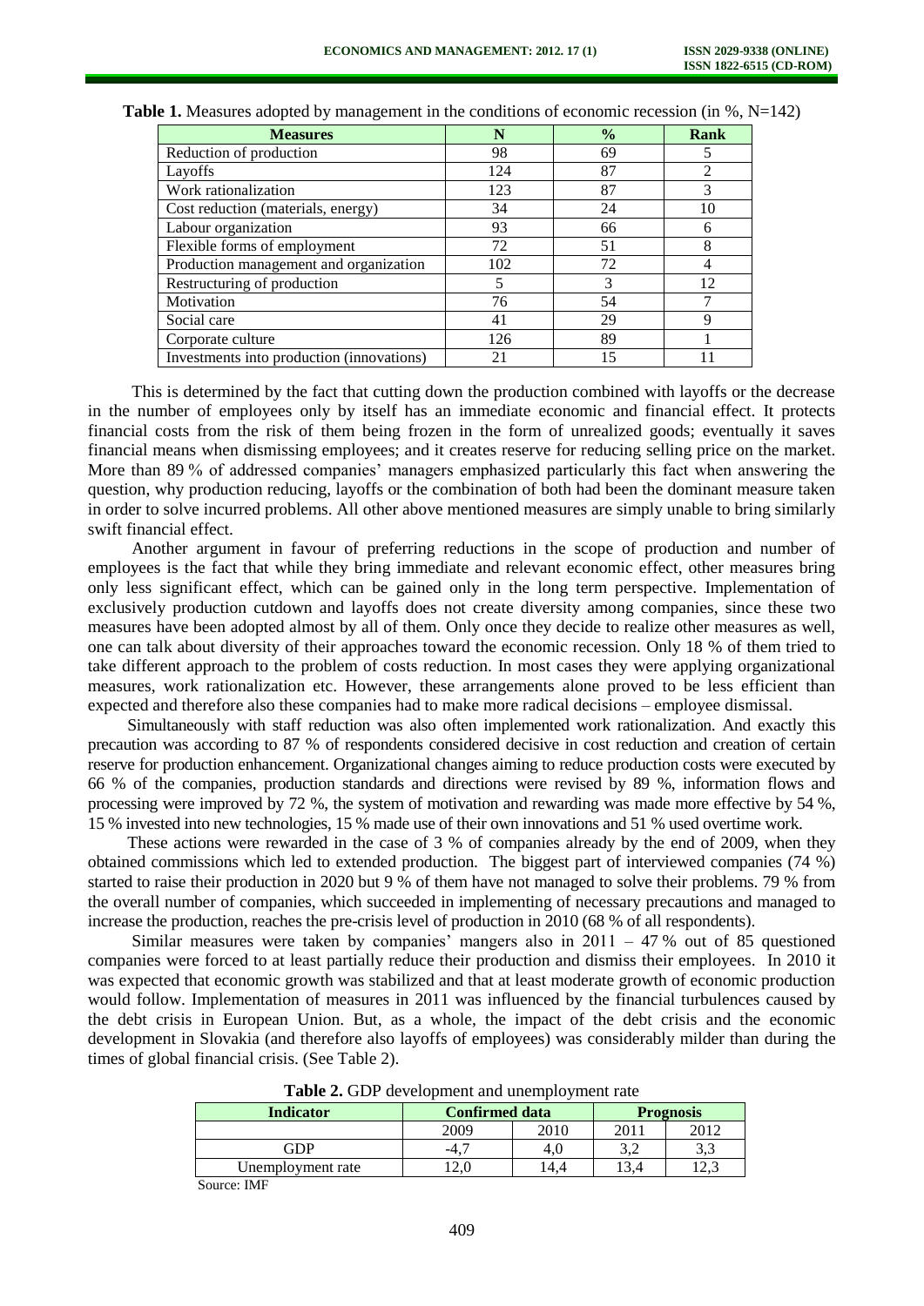**Table 1.** Measures adopted by management in the conditions of economic recession (in %, N=142)

| Measures | N | % | Rank |
|---|---|---|---|
| Reduction of production | 98 | 69 | 5 |
| Layoffs | 124 | 87 | 2 |
| Work rationalization | 123 | 87 | 3 |
| Cost reduction (materials, energy) | 34 | 24 | 10 |
| Labour organization | 93 | 66 | 6 |
| Flexible forms of employment | 72 | 51 | 8 |
| Production management and organization | 102 | 72 | 4 |
| Restructuring of production | 5 | 3 | 12 |
| Motivation | 76 | 54 | 7 |
| Social care | 41 | 29 | 9 |
| Corporate culture | 126 | 89 | 1 |
| Investments into production (innovations) | 21 | 15 | 11 |

This is determined by the fact that cutting down the production combined with layoffs or the decrease in the number of employees only by itself has an immediate economic and financial effect. It protects financial costs from the risk of them being frozen in the form of unrealized goods; eventually it saves financial means when dismissing employees; and it creates reserve for reducing selling price on the market. More than 89 % of addressed companies' managers emphasized particularly this fact when answering the question, why production reducing, layoffs or the combination of both had been the dominant measure taken in order to solve incurred problems. All other above mentioned measures are simply unable to bring similarly swift financial effect.

Another argument in favour of preferring reductions in the scope of production and number of employees is the fact that while they bring immediate and relevant economic effect, other measures bring only less significant effect, which can be gained only in the long term perspective. Implementation of exclusively production cutdown and layoffs does not create diversity among companies, since these two measures have been adopted almost by all of them. Only once they decide to realize other measures as well, one can talk about diversity of their approaches toward the economic recession. Only 18 % of them tried to take different approach to the problem of costs reduction. In most cases they were applying organizational measures, work rationalization etc. However, these arrangements alone proved to be less efficient than expected and therefore also these companies had to make more radical decisions – employee dismissal.

Simultaneously with staff reduction was also often implemented work rationalization. And exactly this precaution was according to 87 % of respondents considered decisive in cost reduction and creation of certain reserve for production enhancement. Organizational changes aiming to reduce production costs were executed by 66 % of the companies, production standards and directions were revised by 89 %, information flows and processing were improved by 72 %, the system of motivation and rewarding was made more effective by 54 %, 15 % invested into new technologies, 15 % made use of their own innovations and 51 % used overtime work.

These actions were rewarded in the case of 3 % of companies already by the end of 2009, when they obtained commissions which led to extended production. The biggest part of interviewed companies (74 %) started to raise their production in 2020 but 9 % of them have not managed to solve their problems. 79 % from the overall number of companies, which succeeded in implementing of necessary precautions and managed to increase the production, reaches the pre-crisis level of production in 2010 (68 % of all respondents).

Similar measures were taken by companies' mangers also in 2011 – 47 % out of 85 questioned companies were forced to at least partially reduce their production and dismiss their employees. In 2010 it was expected that economic growth was stabilized and that at least moderate growth of economic production would follow. Implementation of measures in 2011 was influenced by the financial turbulences caused by the debt crisis in European Union. But, as a whole, the impact of the debt crisis and the economic development in Slovakia (and therefore also layoffs of employees) was considerably milder than during the times of global financial crisis. (See Table 2).

**Table 2.** GDP development and unemployment rate

| Indicator | Confirmed data | | Prognosis | |
|---|---|---|---|---|
| | 2009 | 2010 | 2011 | 2012 |
| GDP | -4,7 | 4,0 | 3,2 | 3,3 |
| Unemployment rate | 12,0 | 14,4 | 13,4 | 12,3 |

Source: IMF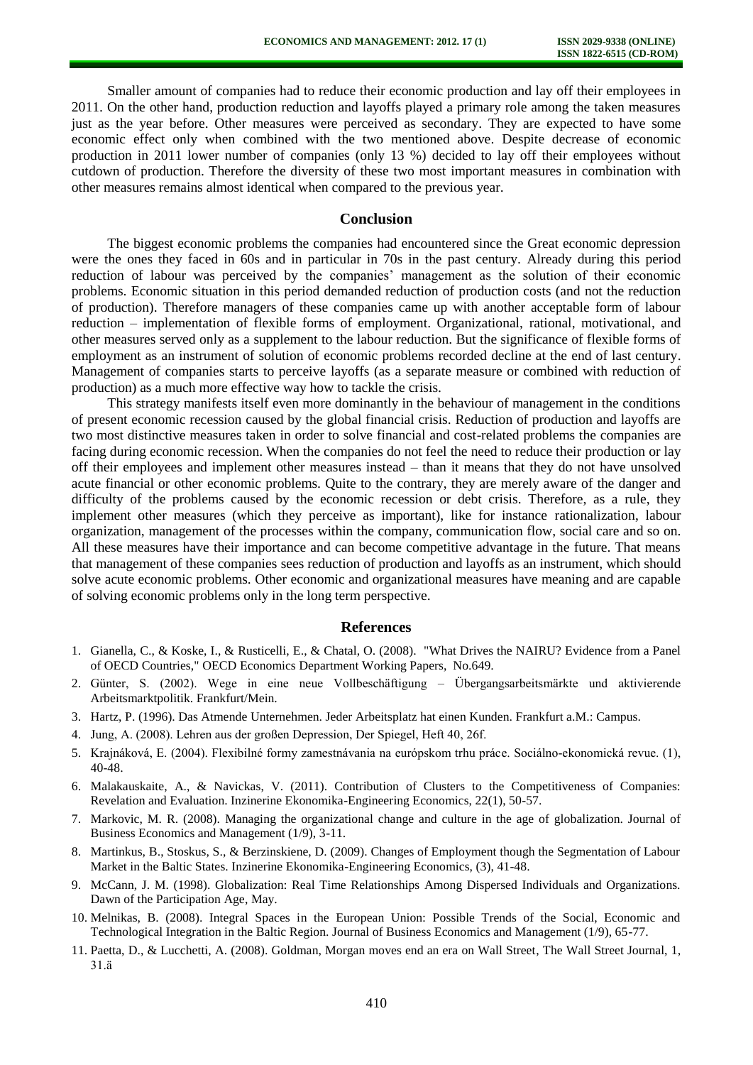Smaller amount of companies had to reduce their economic production and lay off their employees in 2011. On the other hand, production reduction and layoffs played a primary role among the taken measures just as the year before. Other measures were perceived as secondary. They are expected to have some economic effect only when combined with the two mentioned above. Despite decrease of economic production in 2011 lower number of companies (only 13 %) decided to lay off their employees without cutdown of production. Therefore the diversity of these two most important measures in combination with other measures remains almost identical when compared to the previous year.

## Conclusion

The biggest economic problems the companies had encountered since the Great economic depression were the ones they faced in 60s and in particular in 70s in the past century. Already during this period reduction of labour was perceived by the companies' management as the solution of their economic problems. Economic situation in this period demanded reduction of production costs (and not the reduction of production). Therefore managers of these companies came up with another acceptable form of labour reduction – implementation of flexible forms of employment. Organizational, rational, motivational, and other measures served only as a supplement to the labour reduction. But the significance of flexible forms of employment as an instrument of solution of economic problems recorded decline at the end of last century. Management of companies starts to perceive layoffs (as a separate measure or combined with reduction of production) as a much more effective way how to tackle the crisis.

This strategy manifests itself even more dominantly in the behaviour of management in the conditions of present economic recession caused by the global financial crisis. Reduction of production and layoffs are two most distinctive measures taken in order to solve financial and cost-related problems the companies are facing during economic recession. When the companies do not feel the need to reduce their production or lay off their employees and implement other measures instead – than it means that they do not have unsolved acute financial or other economic problems. Quite to the contrary, they are merely aware of the danger and difficulty of the problems caused by the economic recession or debt crisis. Therefore, as a rule, they implement other measures (which they perceive as important), like for instance rationalization, labour organization, management of the processes within the company, communication flow, social care and so on. All these measures have their importance and can become competitive advantage in the future. That means that management of these companies sees reduction of production and layoffs as an instrument, which should solve acute economic problems. Other economic and organizational measures have meaning and are capable of solving economic problems only in the long term perspective.

## References

1. Gianella, C., & Koske, I., & Rusticelli, E., & Chatal, O. (2008). "What Drives the NAIRU? Evidence from a Panel of OECD Countries," OECD Economics Department Working Papers, No.649.
2. Günter, S. (2002). Wege in eine neue Vollbeschäftigung – Übergangsarbeitsmärkte und aktivierende Arbeitsmarktpolitik. Frankfurt/Mein.
3. Hartz, P. (1996). Das Atmende Unternehmen. Jeder Arbeitsplatz hat einen Kunden. Frankfurt a.M.: Campus.
4. Jung, A. (2008). Lehren aus der großen Depression, Der Spiegel, Heft 40, 26f.
5. Krajnáková, E. (2004). Flexibilné formy zamestnávania na európskom trhu práce. Sociálno-ekonomická revue. (1), 40-48.
6. Malakauskaite, A., & Navickas, V. (2011). Contribution of Clusters to the Competitiveness of Companies: Revelation and Evaluation. Inzinerine Ekonomika-Engineering Economics, 22(1), 50-57.
7. Markovic, M. R. (2008). Managing the organizational change and culture in the age of globalization. Journal of Business Economics and Management (1/9), 3-11.
8. Martinkus, B., Stoskus, S., & Berzinskiene, D. (2009). Changes of Employment though the Segmentation of Labour Market in the Baltic States. Inzinerine Ekonomika-Engineering Economics, (3), 41-48.
9. McCann, J. M. (1998). Globalization: Real Time Relationships Among Dispersed Individuals and Organizations. Dawn of the Participation Age, May.
10. Melnikas, B. (2008). Integral Spaces in the European Union: Possible Trends of the Social, Economic and Technological Integration in the Baltic Region. Journal of Business Economics and Management (1/9), 65-77.
11. Paetta, D., & Lucchetti, A. (2008). Goldman, Morgan moves end an era on Wall Street, The Wall Street Journal, 1, 31.ä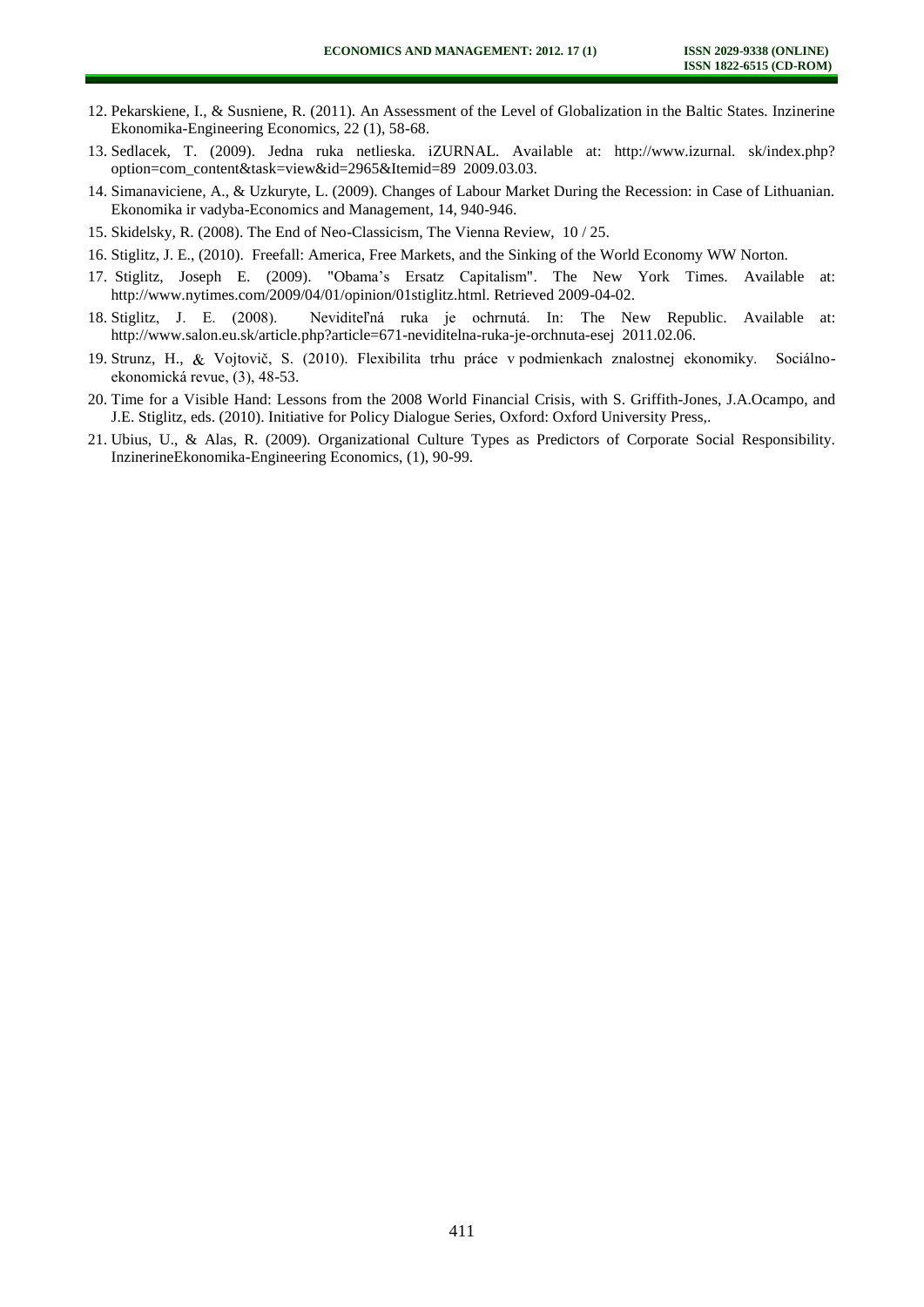12. Pekarskiene, I., & Susniene, R. (2011). An Assessment of the Level of Globalization in the Baltic States. Inzinerine Ekonomika-Engineering Economics, 22 (1), 58-68.
13. Sedlacek, T. (2009). Jedna ruka netlieska. iZURNAL. Available at: http://www.izurnal. sk/index.php?option=com_content&task=view&id=2965&Itemid=89 2009.03.03.
14. Simanaviciene, A., & Uzkuryte, L. (2009). Changes of Labour Market During the Recession: in Case of Lithuanian. Ekonomika ir vadyba-Economics and Management, 14, 940-946.
15. Skidelsky, R. (2008). The End of Neo-Classicism, The Vienna Review, 10 / 25.
16. Stiglitz, J. E., (2010). Freefall: America, Free Markets, and the Sinking of the World Economy WW Norton.
17. Stiglitz, Joseph E. (2009). "Obama's Ersatz Capitalism". The New York Times. Available at: http://www.nytimes.com/2009/04/01/opinion/01stiglitz.html. Retrieved 2009-04-02.
18. Stiglitz, J. E. (2008). Neviditeľná ruka je ochrnutá. In: The New Republic. Available at: http://www.salon.eu.sk/article.php?article=671-neviditelna-ruka-je-orchnuta-esej 2011.02.06.
19. Strunz, H., & Vojtovič, S. (2010). Flexibilita trhu práce v podmienkach znalostnej ekonomiky. Sociálno-ekonomická revue, (3), 48-53.
20. Time for a Visible Hand: Lessons from the 2008 World Financial Crisis, with S. Griffith-Jones, J.A.Ocampo, and J.E. Stiglitz, eds. (2010). Initiative for Policy Dialogue Series, Oxford: Oxford University Press,.
21. Ubius, U., & Alas, R. (2009). Organizational Culture Types as Predictors of Corporate Social Responsibility. InzinerineEkonomika-Engineering Economics, (1), 90-99.